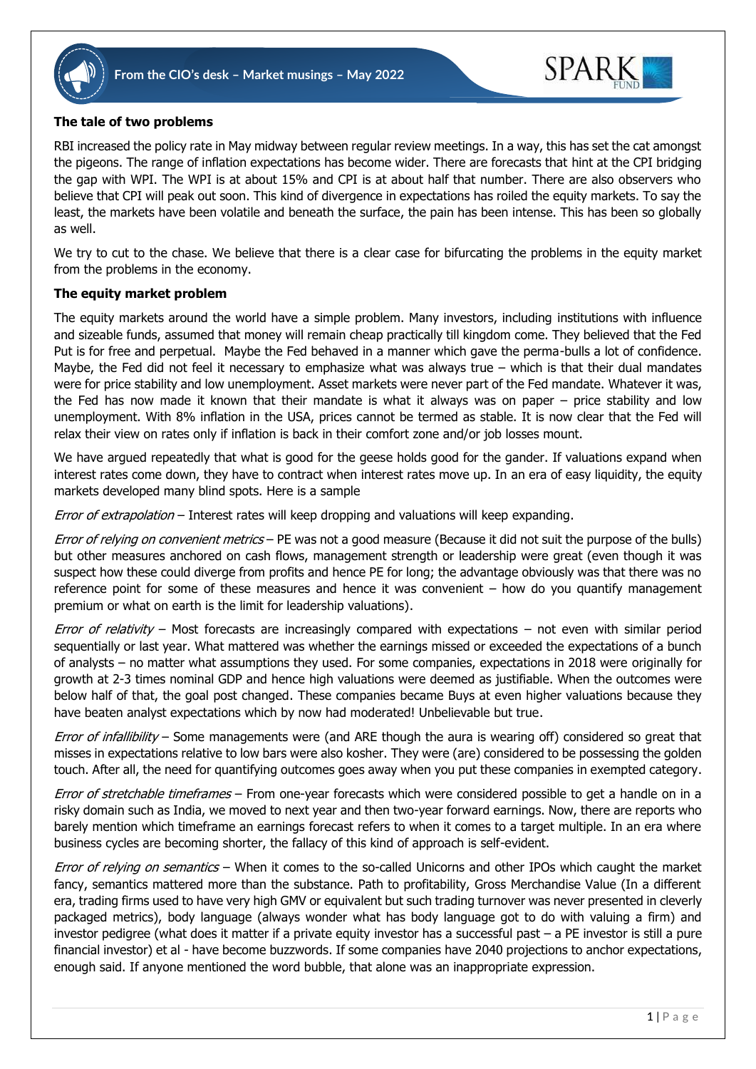# From the CIO's desk – Market musings – May 2022

### The tale of two problems

RBI increased the policy rate in May midway between regular review meetings. In a way, this has set the cat amongst the pigeons. The range of inflation expectations has become wider. There are forecasts that hint at the CPI bridging the gap with WPI. The WPI is at about 15% and CPI is at about half that number. There are also observers who believe that CPI will peak out soon. This kind of divergence in expectations has roiled the equity markets. To say the least, the markets have been volatile and beneath the surface, the pain has been intense. This has been so globally as well.

We try to cut to the chase. We believe that there is a clear case for bifurcating the problems in the equity market from the problems in the economy.

### The equity market problem

The equity markets around the world have a simple problem. Many investors, including institutions with influence and sizeable funds, assumed that money will remain cheap practically till kingdom come. They believed that the Fed Put is for free and perpetual. Maybe the Fed behaved in a manner which gave the perma-bulls a lot of confidence. Maybe, the Fed did not feel it necessary to emphasize what was always true – which is that their dual mandates were for price stability and low unemployment. Asset markets were never part of the Fed mandate. Whatever it was, the Fed has now made it known that their mandate is what it always was on paper – price stability and low unemployment. With 8% inflation in the USA, prices cannot be termed as stable. It is now clear that the Fed will relax their view on rates only if inflation is back in their comfort zone and/or job losses mount.

We have argued repeatedly that what is good for the geese holds good for the gander. If valuations expand when interest rates come down, they have to contract when interest rates move up. In an era of easy liquidity, the equity markets developed many blind spots. Here is a sample

*Error of extrapolation* – Interest rates will keep dropping and valuations will keep expanding.

*Error of relying on convenient metrics* – PE was not a good measure (Because it did not suit the purpose of the bulls) but other measures anchored on cash flows, management strength or leadership were great (even though it was suspect how these could diverge from profits and hence PE for long; the advantage obviously was that there was no reference point for some of these measures and hence it was convenient – how do you quantify management premium or what on earth is the limit for leadership valuations).

*Error of relativity* – Most forecasts are increasingly compared with expectations – not even with similar period sequentially or last year. What mattered was whether the earnings missed or exceeded the expectations of a bunch of analysts – no matter what assumptions they used. For some companies, expectations in 2018 were originally for growth at 2-3 times nominal GDP and hence high valuations were deemed as justifiable. When the outcomes were below half of that, the goal post changed. These companies became Buys at even higher valuations because they have beaten analyst expectations which by now had moderated! Unbelievable but true.

*Error of infallibility* – Some managements were (and ARE though the aura is wearing off) considered so great that misses in expectations relative to low bars were also kosher. They were (are) considered to be possessing the golden touch. After all, the need for quantifying outcomes goes away when you put these companies in exempted category.

*Error of stretchable timeframes* – From one-year forecasts which were considered possible to get a handle on in a risky domain such as India, we moved to next year and then two-year forward earnings. Now, there are reports who barely mention which timeframe an earnings forecast refers to when it comes to a target multiple. In an era where business cycles are becoming shorter, the fallacy of this kind of approach is self-evident.

*Error of relying on semantics* – When it comes to the so-called Unicorns and other IPOs which caught the market fancy, semantics mattered more than the substance. Path to profitability, Gross Merchandise Value (In a different era, trading firms used to have very high GMV or equivalent but such trading turnover was never presented in cleverly packaged metrics), body language (always wonder what has body language got to do with valuing a firm) and investor pedigree (what does it matter if a private equity investor has a successful past – a PE investor is still a pure financial investor) et al - have become buzzwords. If some companies have 2040 projections to anchor expectations, enough said. If anyone mentioned the word bubble, that alone was an inappropriate expression.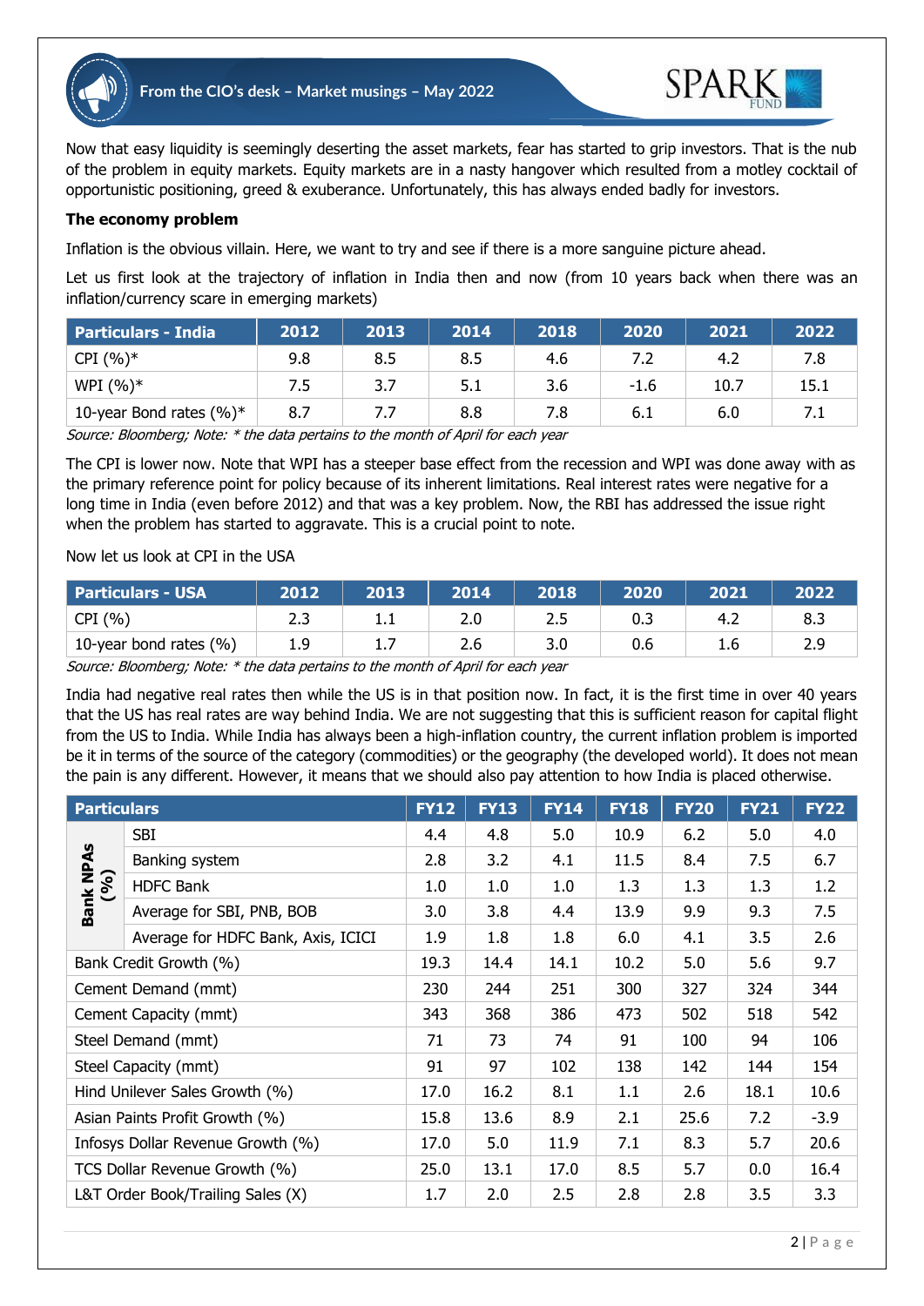Now that easy liquidity is seemingly deserting the asset markets, fear has started to grip investors. That is the nub of the problem in equity markets. Equity markets are in a nasty hangover which resulted from a motley cocktail of opportunistic positioning, greed & exuberance. Unfortunately, this has always ended badly for investors.

**The economy problem**

Inflation is the obvious villain. Here, we want to try and see if there is a more sanguine picture ahead.

Let us first look at the trajectory of inflation in India then and now (from 10 years back when there was an inflation/currency scare in emerging markets)

| Particulars - India | 2012 | 2013 | 2014 | 2018 | 2020 | 2021 | 2022 |
|---|---|---|---|---|---|---|---|
| CPI (%)* | 9.8 | 8.5 | 8.5 | 4.6 | 7.2 | 4.2 | 7.8 |
| WPI (%)* | 7.5 | 3.7 | 5.1 | 3.6 | -1.6 | 10.7 | 15.1 |
| 10-year Bond rates (%)* | 8.7 | 7.7 | 8.8 | 7.8 | 6.1 | 6.0 | 7.1 |

*Source: Bloomberg; Note: * the data pertains to the month of April for each year*

The CPI is lower now. Note that WPI has a steeper base effect from the recession and WPI was done away with as the primary reference point for policy because of its inherent limitations. Real interest rates were negative for a long time in India (even before 2012) and that was a key problem. Now, the RBI has addressed the issue right when the problem has started to aggravate. This is a crucial point to note.

Now let us look at CPI in the USA

| Particulars - USA | 2012 | 2013 | 2014 | 2018 | 2020 | 2021 | 2022 |
|---|---|---|---|---|---|---|---|
| CPI (%) | 2.3 | 1.1 | 2.0 | 2.5 | 0.3 | 4.2 | 8.3 |
| 10-year bond rates (%) | 1.9 | 1.7 | 2.6 | 3.0 | 0.6 | 1.6 | 2.9 |

*Source: Bloomberg; Note: * the data pertains to the month of April for each year*

India had negative real rates then while the US is in that position now. In fact, it is the first time in over 40 years that the US has real rates are way behind India. We are not suggesting that this is sufficient reason for capital flight from the US to India. While India has always been a high-inflation country, the current inflation problem is imported be it in terms of the source of the category (commodities) or the geography (the developed world). It does not mean the pain is any different. However, it means that we should also pay attention to how India is placed otherwise.

| Particulars | | FY12 | FY13 | FY14 | FY18 | FY20 | FY21 | FY22 |
|---|---|---|---|---|---|---|---|---|
| Bank NPAs (%) | SBI | 4.4 | 4.8 | 5.0 | 10.9 | 6.2 | 5.0 | 4.0 |
| | Banking system | 2.8 | 3.2 | 4.1 | 11.5 | 8.4 | 7.5 | 6.7 |
| | HDFC Bank | 1.0 | 1.0 | 1.0 | 1.3 | 1.3 | 1.3 | 1.2 |
| | Average for SBI, PNB, BOB | 3.0 | 3.8 | 4.4 | 13.9 | 9.9 | 9.3 | 7.5 |
| | Average for HDFC Bank, Axis, ICICI | 1.9 | 1.8 | 1.8 | 6.0 | 4.1 | 3.5 | 2.6 |
| Bank Credit Growth (%) | | 19.3 | 14.4 | 14.1 | 10.2 | 5.0 | 5.6 | 9.7 |
| Cement Demand (mmt) | | 230 | 244 | 251 | 300 | 327 | 324 | 344 |
| Cement Capacity (mmt) | | 343 | 368 | 386 | 473 | 502 | 518 | 542 |
| Steel Demand (mmt) | | 71 | 73 | 74 | 91 | 100 | 94 | 106 |
| Steel Capacity (mmt) | | 91 | 97 | 102 | 138 | 142 | 144 | 154 |
| Hind Unilever Sales Growth (%) | | 17.0 | 16.2 | 8.1 | 1.1 | 2.6 | 18.1 | 10.6 |
| Asian Paints Profit Growth (%) | | 15.8 | 13.6 | 8.9 | 2.1 | 25.6 | 7.2 | -3.9 |
| Infosys Dollar Revenue Growth (%) | | 17.0 | 5.0 | 11.9 | 7.1 | 8.3 | 5.7 | 20.6 |
| TCS Dollar Revenue Growth (%) | | 25.0 | 13.1 | 17.0 | 8.5 | 5.7 | 0.0 | 16.4 |
| L&T Order Book/Trailing Sales (X) | | 1.7 | 2.0 | 2.5 | 2.8 | 2.8 | 3.5 | 3.3 |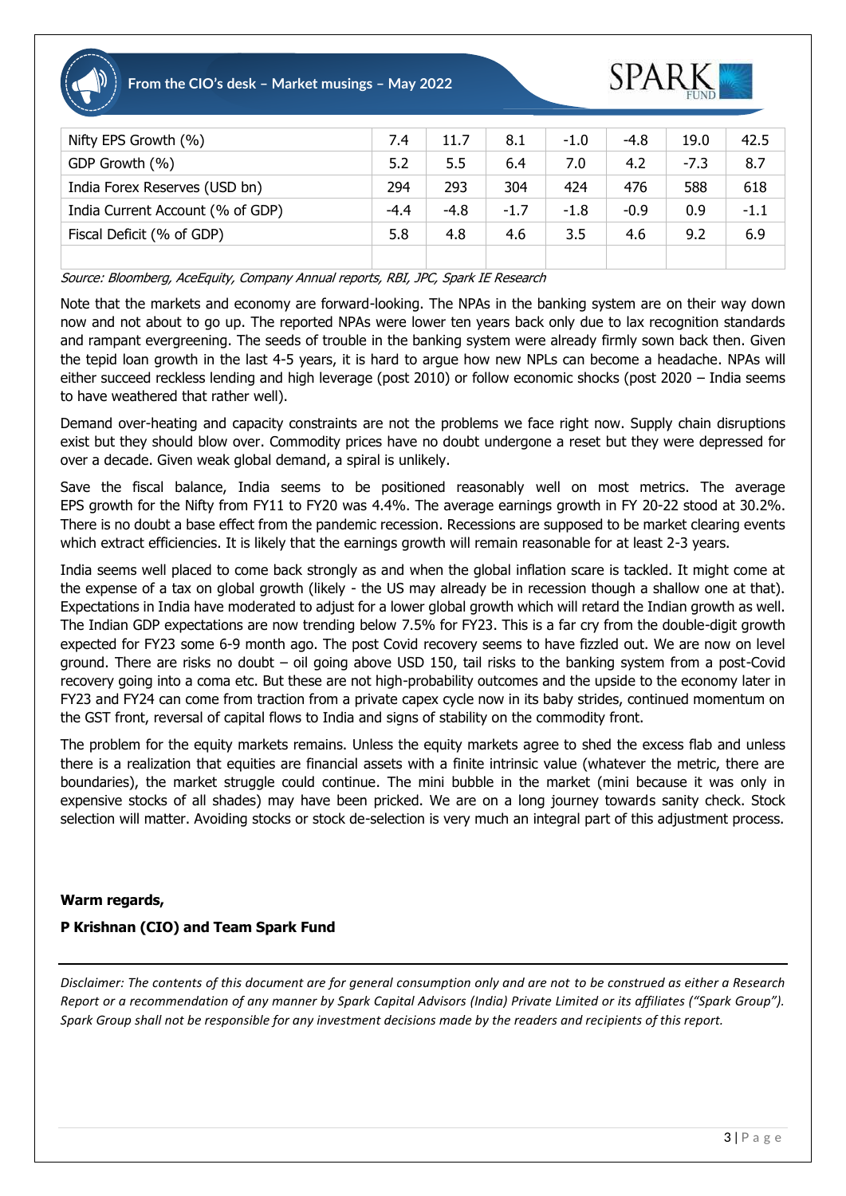| | | | | | | | |
|---|---|---|---|---|---|---|---|
| Nifty EPS Growth (%) | 7.4 | 11.7 | 8.1 | -1.0 | -4.8 | 19.0 | 42.5 |
| GDP Growth (%) | 5.2 | 5.5 | 6.4 | 7.0 | 4.2 | -7.3 | 8.7 |
| India Forex Reserves (USD bn) | 294 | 293 | 304 | 424 | 476 | 588 | 618 |
| India Current Account (% of GDP) | -4.4 | -4.8 | -1.7 | -1.8 | -0.9 | 0.9 | -1.1 |
| Fiscal Deficit (% of GDP) | 5.8 | 4.8 | 4.6 | 3.5 | 4.6 | 9.2 | 6.9 |
| | | | | | | | |

*Source: Bloomberg, AceEquity, Company Annual reports, RBI, JPC, Spark IE Research*

Note that the markets and economy are forward-looking. The NPAs in the banking system are on their way down now and not about to go up. The reported NPAs were lower ten years back only due to lax recognition standards and rampant evergreening. The seeds of trouble in the banking system were already firmly sown back then. Given the tepid loan growth in the last 4-5 years, it is hard to argue how new NPLs can become a headache. NPAs will either succeed reckless lending and high leverage (post 2010) or follow economic shocks (post 2020 – India seems to have weathered that rather well).

Demand over-heating and capacity constraints are not the problems we face right now. Supply chain disruptions exist but they should blow over. Commodity prices have no doubt undergone a reset but they were depressed for over a decade. Given weak global demand, a spiral is unlikely.

Save the fiscal balance, India seems to be positioned reasonably well on most metrics. The average EPS growth for the Nifty from FY11 to FY20 was 4.4%. The average earnings growth in FY 20-22 stood at 30.2%. There is no doubt a base effect from the pandemic recession. Recessions are supposed to be market clearing events which extract efficiencies. It is likely that the earnings growth will remain reasonable for at least 2-3 years.

India seems well placed to come back strongly as and when the global inflation scare is tackled. It might come at the expense of a tax on global growth (likely - the US may already be in recession though a shallow one at that). Expectations in India have moderated to adjust for a lower global growth which will retard the Indian growth as well. The Indian GDP expectations are now trending below 7.5% for FY23. This is a far cry from the double-digit growth expected for FY23 some 6-9 month ago. The post Covid recovery seems to have fizzled out. We are now on level ground. There are risks no doubt – oil going above USD 150, tail risks to the banking system from a post-Covid recovery going into a coma etc. But these are not high-probability outcomes and the upside to the economy later in FY23 and FY24 can come from traction from a private capex cycle now in its baby strides, continued momentum on the GST front, reversal of capital flows to India and signs of stability on the commodity front.

The problem for the equity markets remains. Unless the equity markets agree to shed the excess flab and unless there is a realization that equities are financial assets with a finite intrinsic value (whatever the metric, there are boundaries), the market struggle could continue. The mini bubble in the market (mini because it was only in expensive stocks of all shades) may have been pricked. We are on a long journey towards sanity check. Stock selection will matter. Avoiding stocks or stock de-selection is very much an integral part of this adjustment process.

**Warm regards,**

**P Krishnan (CIO) and Team Spark Fund**

*Disclaimer: The contents of this document are for general consumption only and are not to be construed as either a Research Report or a recommendation of any manner by Spark Capital Advisors (India) Private Limited or its affiliates ("Spark Group"). Spark Group shall not be responsible for any investment decisions made by the readers and recipients of this report.*